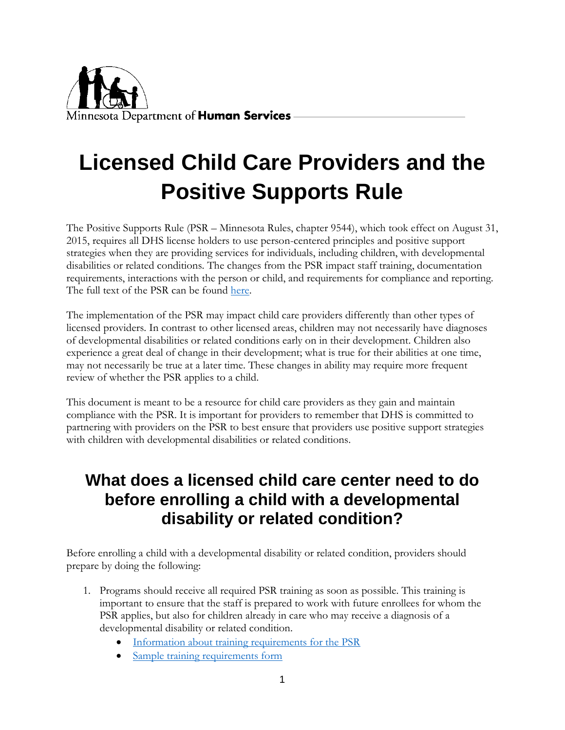Minnesota Department of **Human Services**

# Licensed Child Care Providers and the Positive Supports Rule

The Positive Supports Rule (PSR – Minnesota Rules, chapter 9544), which took effect on August 31, 2015, requires all DHS license holders to use person-centered principles and positive support strategies when they are providing services for individuals, including children, with developmental disabilities or related conditions. The changes from the PSR impact staff training, documentation requirements, interactions with the person or child, and requirements for compliance and reporting. The full text of the PSR can be found [here](here).

The implementation of the PSR may impact child care providers differently than other types of licensed providers. In contrast to other licensed areas, children may not necessarily have diagnoses of developmental disabilities or related conditions early on in their development. Children also experience a great deal of change in their development; what is true for their abilities at one time, may not necessarily be true at a later time. These changes in ability may require more frequent review of whether the PSR applies to a child.

This document is meant to be a resource for child care providers as they gain and maintain compliance with the PSR. It is important for providers to remember that DHS is committed to partnering with providers on the PSR to best ensure that providers use positive support strategies with children with developmental disabilities or related conditions.

## What does a licensed child care center need to do before enrolling a child with a developmental disability or related condition?

Before enrolling a child with a developmental disability or related condition, providers should prepare by doing the following:

1. Programs should receive all required PSR training as soon as possible. This training is important to ensure that the staff is prepared to work with future enrollees for whom the PSR applies, but also for children already in care who may receive a diagnosis of a developmental disability or related condition.
   - Information about training requirements for the PSR
   - Sample training requirements form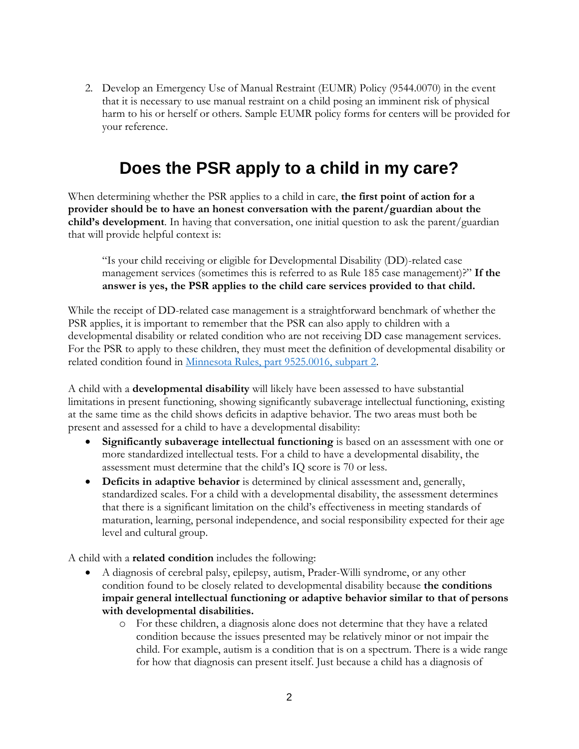2. Develop an Emergency Use of Manual Restraint (EUMR) Policy (9544.0070) in the event that it is necessary to use manual restraint on a child posing an imminent risk of physical harm to his or herself or others. Sample EUMR policy forms for centers will be provided for your reference.

## Does the PSR apply to a child in my care?

When determining whether the PSR applies to a child in care, **the first point of action for a provider should be to have an honest conversation with the parent/guardian about the child's development**. In having that conversation, one initial question to ask the parent/guardian that will provide helpful context is:

> "Is your child receiving or eligible for Developmental Disability (DD)-related case management services (sometimes this is referred to as Rule 185 case management)?" **If the answer is yes, the PSR applies to the child care services provided to that child.**

While the receipt of DD-related case management is a straightforward benchmark of whether the PSR applies, it is important to remember that the PSR can also apply to children with a developmental disability or related condition who are not receiving DD case management services. For the PSR to apply to these children, they must meet the definition of developmental disability or related condition found in [Minnesota Rules, part 9525.0016, subpart 2](#).

A child with a **developmental disability** will likely have been assessed to have substantial limitations in present functioning, showing significantly subaverage intellectual functioning, existing at the same time as the child shows deficits in adaptive behavior. The two areas must both be present and assessed for a child to have a developmental disability:

- **Significantly subaverage intellectual functioning** is based on an assessment with one or more standardized intellectual tests. For a child to have a developmental disability, the assessment must determine that the child's IQ score is 70 or less.
- **Deficits in adaptive behavior** is determined by clinical assessment and, generally, standardized scales. For a child with a developmental disability, the assessment determines that there is a significant limitation on the child's effectiveness in meeting standards of maturation, learning, personal independence, and social responsibility expected for their age level and cultural group.

A child with a **related condition** includes the following:

- A diagnosis of cerebral palsy, epilepsy, autism, Prader-Willi syndrome, or any other condition found to be closely related to developmental disability because **the conditions impair general intellectual functioning or adaptive behavior similar to that of persons with developmental disabilities.**
    - For these children, a diagnosis alone does not determine that they have a related condition because the issues presented may be relatively minor or not impair the child. For example, autism is a condition that is on a spectrum. There is a wide range for how that diagnosis can present itself. Just because a child has a diagnosis of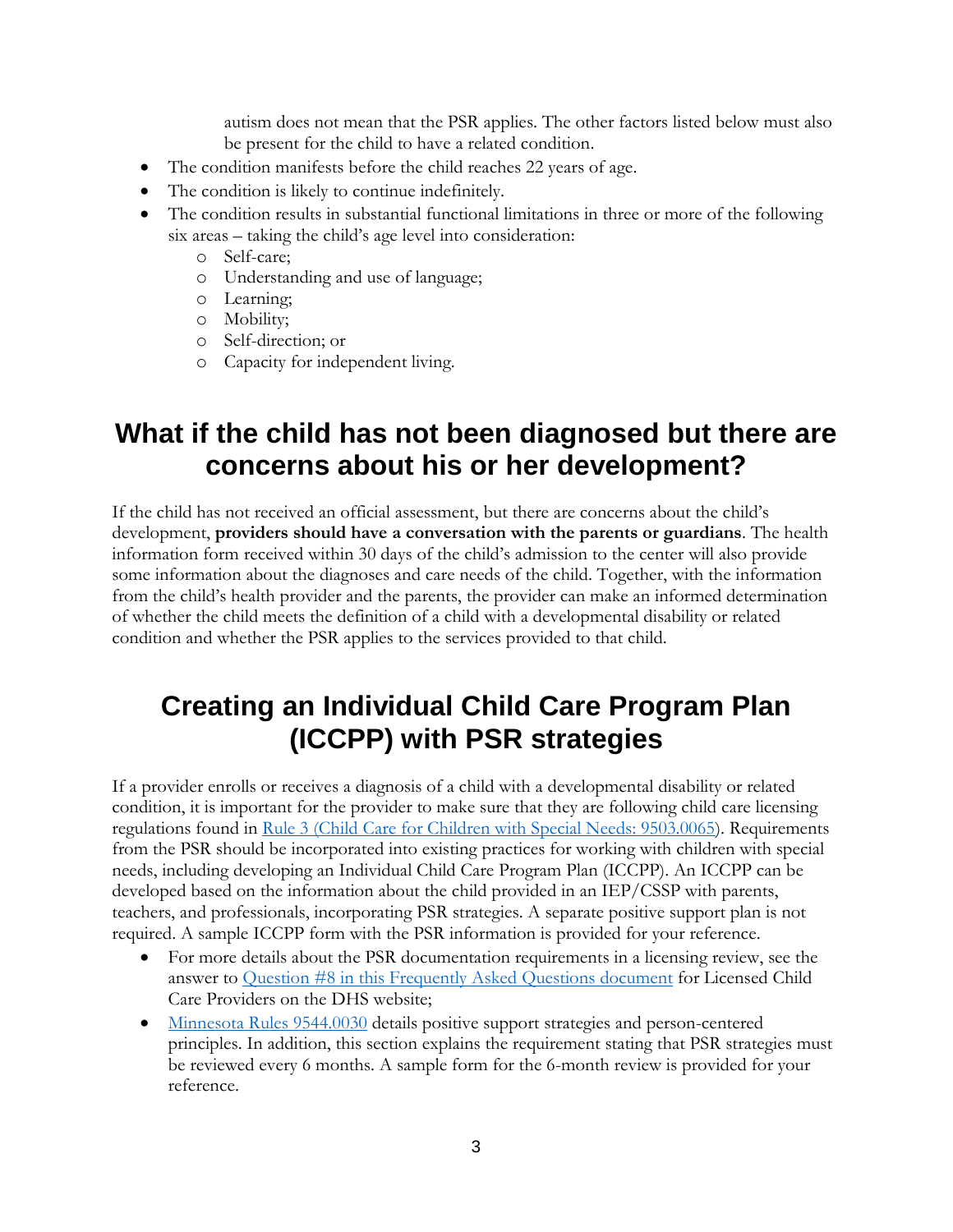autism does not mean that the PSR applies. The other factors listed below must also be present for the child to have a related condition.

- The condition manifests before the child reaches 22 years of age.
- The condition is likely to continue indefinitely.
- The condition results in substantial functional limitations in three or more of the following six areas – taking the child's age level into consideration:
  - Self-care;
  - Understanding and use of language;
  - Learning;
  - Mobility;
  - Self-direction; or
  - Capacity for independent living.

# What if the child has not been diagnosed but there are concerns about his or her development?

If the child has not received an official assessment, but there are concerns about the child's development, **providers should have a conversation with the parents or guardians**. The health information form received within 30 days of the child's admission to the center will also provide some information about the diagnoses and care needs of the child. Together, with the information from the child's health provider and the parents, the provider can make an informed determination of whether the child meets the definition of a child with a developmental disability or related condition and whether the PSR applies to the services provided to that child.

# Creating an Individual Child Care Program Plan (ICCPP) with PSR strategies

If a provider enrolls or receives a diagnosis of a child with a developmental disability or related condition, it is important for the provider to make sure that they are following child care licensing regulations found in [Rule 3 (Child Care for Children with Special Needs: 9503.0065)](). Requirements from the PSR should be incorporated into existing practices for working with children with special needs, including developing an Individual Child Care Program Plan (ICCPP). An ICCPP can be developed based on the information about the child provided in an IEP/CSSP with parents, teachers, and professionals, incorporating PSR strategies. A separate positive support plan is not required. A sample ICCPP form with the PSR information is provided for your reference.

- For more details about the PSR documentation requirements in a licensing review, see the answer to [Question #8 in this Frequently Asked Questions document]() for Licensed Child Care Providers on the DHS website;
- [Minnesota Rules 9544.0030]() details positive support strategies and person-centered principles. In addition, this section explains the requirement stating that PSR strategies must be reviewed every 6 months. A sample form for the 6-month review is provided for your reference.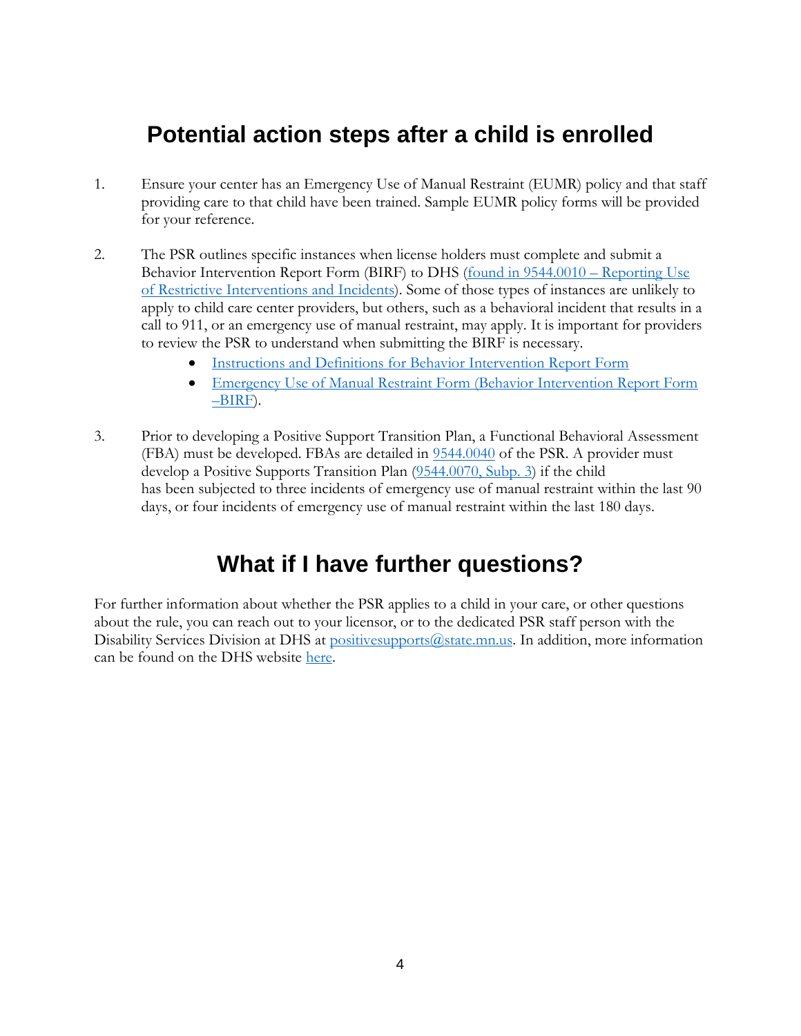## Potential action steps after a child is enrolled

1. Ensure your center has an Emergency Use of Manual Restraint (EUMR) policy and that staff providing care to that child have been trained. Sample EUMR policy forms will be provided for your reference.

2. The PSR outlines specific instances when license holders must complete and submit a Behavior Intervention Report Form (BIRF) to DHS (found in 9544.0010 – Reporting Use of Restrictive Interventions and Incidents). Some of those types of instances are unlikely to apply to child care center providers, but others, such as a behavioral incident that results in a call to 911, or an emergency use of manual restraint, may apply. It is important for providers to review the PSR to understand when submitting the BIRF is necessary.
   - Instructions and Definitions for Behavior Intervention Report Form
   - Emergency Use of Manual Restraint Form (Behavior Intervention Report Form –BIRF).

3. Prior to developing a Positive Support Transition Plan, a Functional Behavioral Assessment (FBA) must be developed. FBAs are detailed in 9544.0040 of the PSR. A provider must develop a Positive Supports Transition Plan (9544.0070, Subp. 3) if the child has been subjected to three incidents of emergency use of manual restraint within the last 90 days, or four incidents of emergency use of manual restraint within the last 180 days.

## What if I have further questions?

For further information about whether the PSR applies to a child in your care, or other questions about the rule, you can reach out to your licensor, or to the dedicated PSR staff person with the Disability Services Division at DHS at positivesupports@state.mn.us. In addition, more information can be found on the DHS website here.